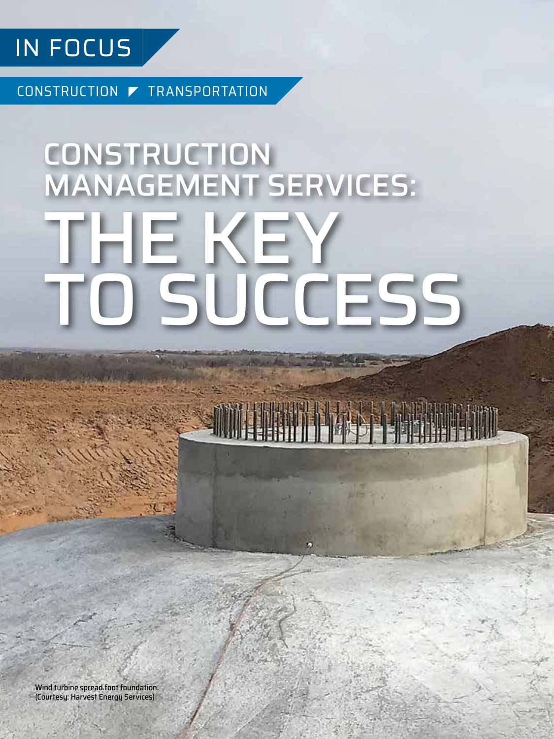IN FOCUS

CONSTRUCTION ▶ TRANSPORTATION

# CONSTRUCTION MANAGEMENT SERVICES: THE KEY TO SUCCESS

Wind turbine spread foot foundation. (Courtesy: Harvest Energy Services)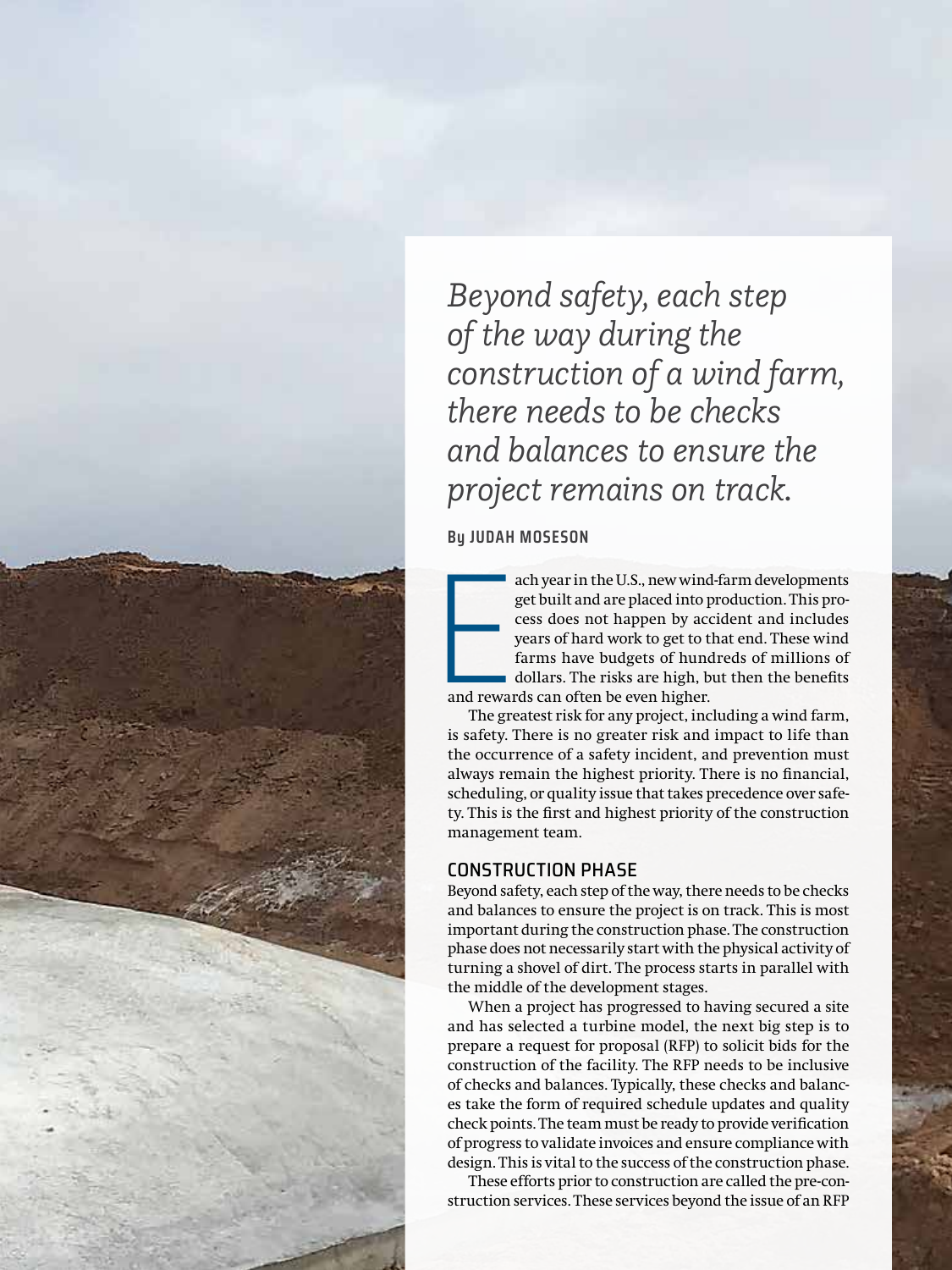*Beyond safety, each step of the way during the construction of a wind farm, there needs to be checks and balances to ensure the project remains on track.*

**By JUDAH MOSESON**

Each year in the U.S., new wind-farm developments get built and are placed into production. This process does not happen by accident and includes years of hard work to get to that end. These wind farms have budgets of hundreds of millions of dollars. The risks are high, but then the benefits and rewards can often be even higher.

The greatest risk for any project, including a wind farm, is safety. There is no greater risk and impact to life than the occurrence of a safety incident, and prevention must always remain the highest priority. There is no financial, scheduling, or quality issue that takes precedence over safety. This is the first and highest priority of the construction management team.

## CONSTRUCTION PHASE

Beyond safety, each step of the way, there needs to be checks and balances to ensure the project is on track. This is most important during the construction phase. The construction phase does not necessarily start with the physical activity of turning a shovel of dirt. The process starts in parallel with the middle of the development stages.

When a project has progressed to having secured a site and has selected a turbine model, the next big step is to prepare a request for proposal (RFP) to solicit bids for the construction of the facility. The RFP needs to be inclusive of checks and balances. Typically, these checks and balances take the form of required schedule updates and quality check points. The team must be ready to provide verification of progress to validate invoices and ensure compliance with design. This is vital to the success of the construction phase.

These efforts prior to construction are called the pre-construction services. These services beyond the issue of an RFP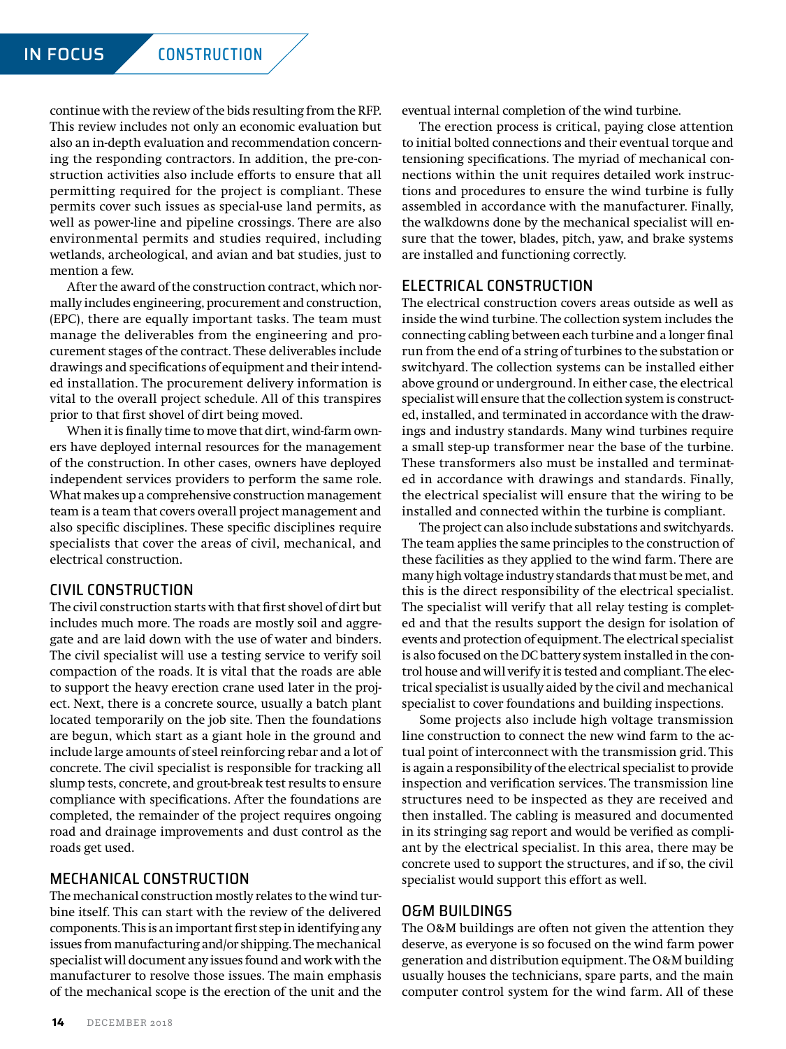continue with the review of the bids resulting from the RFP. This review includes not only an economic evaluation but also an in-depth evaluation and recommendation concerning the responding contractors. In addition, the pre-construction activities also include efforts to ensure that all permitting required for the project is compliant. These permits cover such issues as special-use land permits, as well as power-line and pipeline crossings. There are also environmental permits and studies required, including wetlands, archeological, and avian and bat studies, just to mention a few.

After the award of the construction contract, which normally includes engineering, procurement and construction, (EPC), there are equally important tasks. The team must manage the deliverables from the engineering and procurement stages of the contract. These deliverables include drawings and specifications of equipment and their intended installation. The procurement delivery information is vital to the overall project schedule. All of this transpires prior to that first shovel of dirt being moved.

When it is finally time to move that dirt, wind-farm owners have deployed internal resources for the management of the construction. In other cases, owners have deployed independent services providers to perform the same role. What makes up a comprehensive construction management team is a team that covers overall project management and also specific disciplines. These specific disciplines require specialists that cover the areas of civil, mechanical, and electrical construction.

## CIVIL CONSTRUCTION

The civil construction starts with that first shovel of dirt but includes much more. The roads are mostly soil and aggregate and are laid down with the use of water and binders. The civil specialist will use a testing service to verify soil compaction of the roads. It is vital that the roads are able to support the heavy erection crane used later in the project. Next, there is a concrete source, usually a batch plant located temporarily on the job site. Then the foundations are begun, which start as a giant hole in the ground and include large amounts of steel reinforcing rebar and a lot of concrete. The civil specialist is responsible for tracking all slump tests, concrete, and grout-break test results to ensure compliance with specifications. After the foundations are completed, the remainder of the project requires ongoing road and drainage improvements and dust control as the roads get used.

## MECHANICAL CONSTRUCTION

The mechanical construction mostly relates to the wind turbine itself. This can start with the review of the delivered components. This is an important first step in identifying any issues from manufacturing and/or shipping. The mechanical specialist will document any issues found and work with the manufacturer to resolve those issues. The main emphasis of the mechanical scope is the erection of the unit and the eventual internal completion of the wind turbine.

The erection process is critical, paying close attention to initial bolted connections and their eventual torque and tensioning specifications. The myriad of mechanical connections within the unit requires detailed work instructions and procedures to ensure the wind turbine is fully assembled in accordance with the manufacturer. Finally, the walkdowns done by the mechanical specialist will ensure that the tower, blades, pitch, yaw, and brake systems are installed and functioning correctly.

## ELECTRICAL CONSTRUCTION

The electrical construction covers areas outside as well as inside the wind turbine. The collection system includes the connecting cabling between each turbine and a longer final run from the end of a string of turbines to the substation or switchyard. The collection systems can be installed either above ground or underground. In either case, the electrical specialist will ensure that the collection system is constructed, installed, and terminated in accordance with the drawings and industry standards. Many wind turbines require a small step-up transformer near the base of the turbine. These transformers also must be installed and terminated in accordance with drawings and standards. Finally, the electrical specialist will ensure that the wiring to be installed and connected within the turbine is compliant.

The project can also include substations and switchyards. The team applies the same principles to the construction of these facilities as they applied to the wind farm. There are many high voltage industry standards that must be met, and this is the direct responsibility of the electrical specialist. The specialist will verify that all relay testing is completed and that the results support the design for isolation of events and protection of equipment. The electrical specialist is also focused on the DC battery system installed in the control house and will verify it is tested and compliant. The electrical specialist is usually aided by the civil and mechanical specialist to cover foundations and building inspections.

Some projects also include high voltage transmission line construction to connect the new wind farm to the actual point of interconnect with the transmission grid. This is again a responsibility of the electrical specialist to provide inspection and verification services. The transmission line structures need to be inspected as they are received and then installed. The cabling is measured and documented in its stringing sag report and would be verified as compliant by the electrical specialist. In this area, there may be concrete used to support the structures, and if so, the civil specialist would support this effort as well.

## O&M BUILDINGS

The O&M buildings are often not given the attention they deserve, as everyone is so focused on the wind farm power generation and distribution equipment. The O&M building usually houses the technicians, spare parts, and the main computer control system for the wind farm. All of these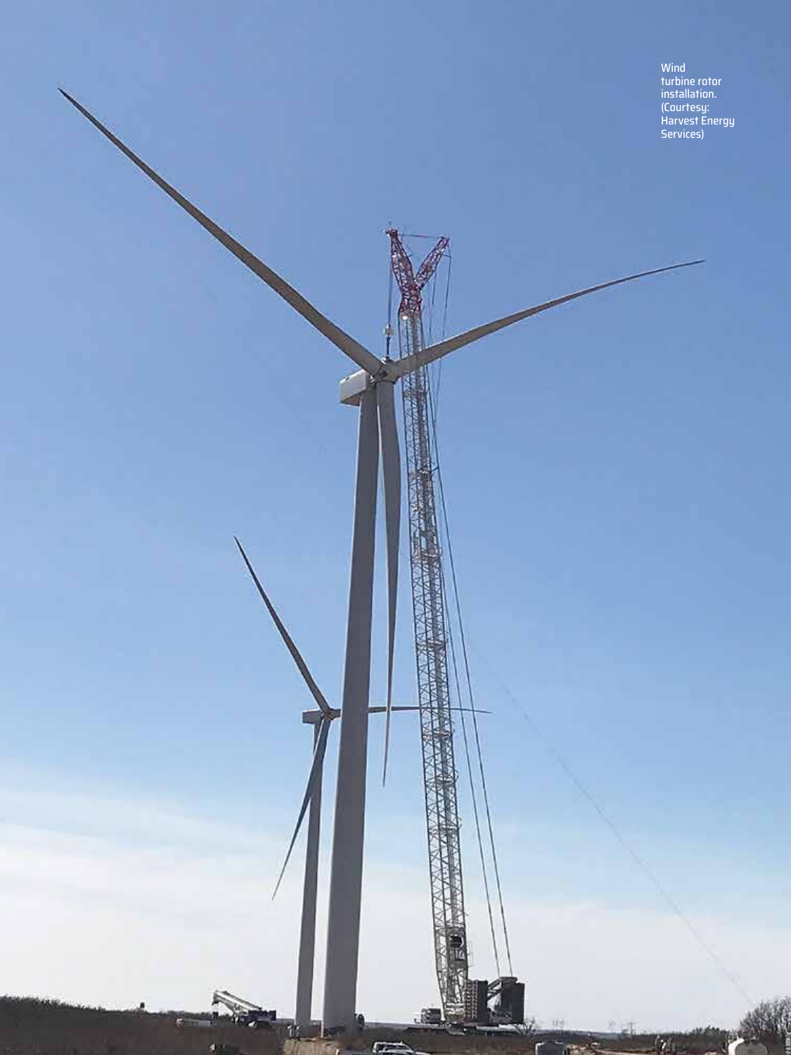Wind turbine rotor installation. (Courtesy: Harvest Energy Services)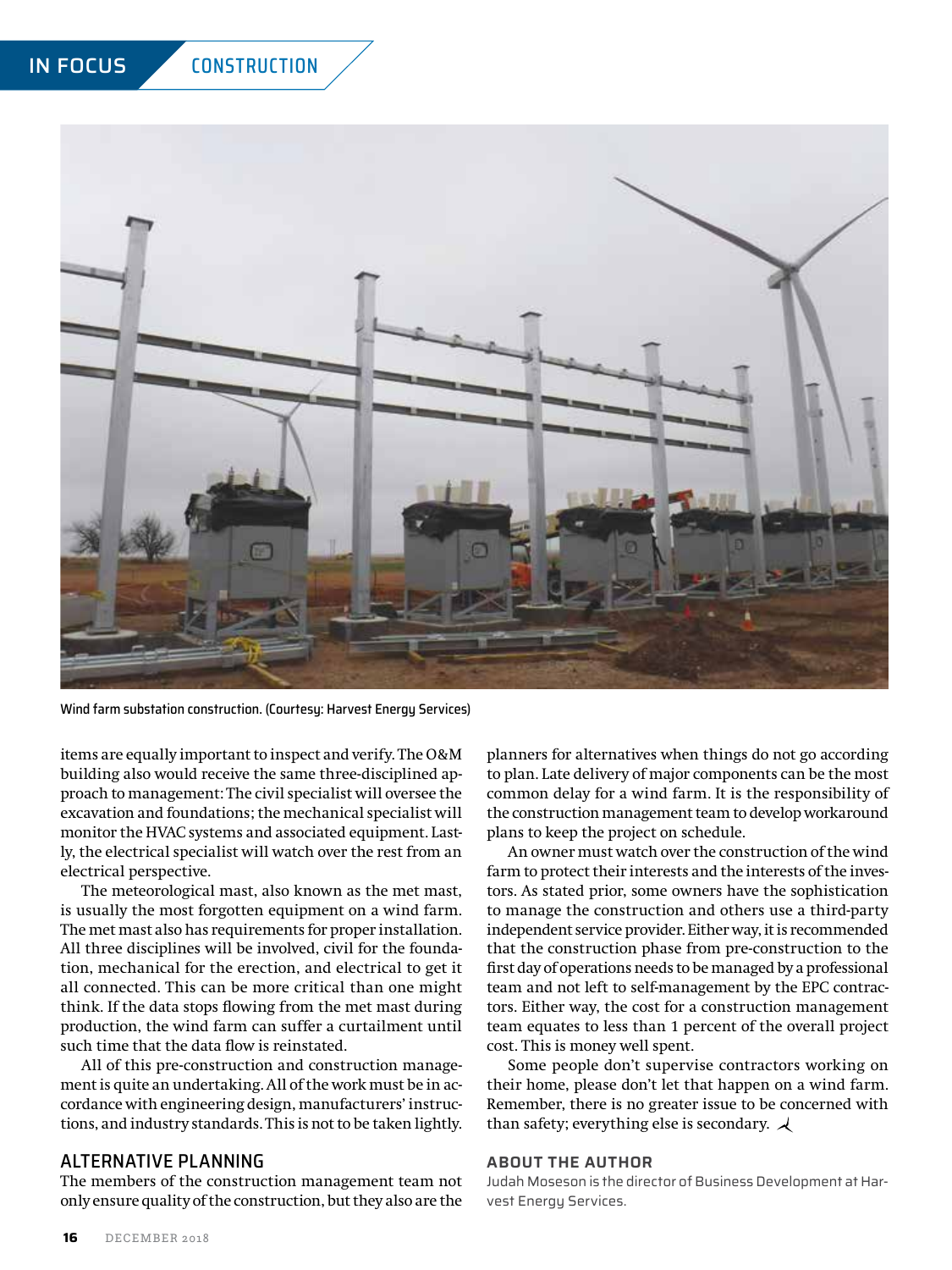Wind farm substation construction. (Courtesy: Harvest Energy Services)

items are equally important to inspect and verify. The O&M building also would receive the same three-disciplined approach to management: The civil specialist will oversee the excavation and foundations; the mechanical specialist will monitor the HVAC systems and associated equipment. Lastly, the electrical specialist will watch over the rest from an electrical perspective.

The meteorological mast, also known as the met mast, is usually the most forgotten equipment on a wind farm. The met mast also has requirements for proper installation. All three disciplines will be involved, civil for the foundation, mechanical for the erection, and electrical to get it all connected. This can be more critical than one might think. If the data stops flowing from the met mast during production, the wind farm can suffer a curtailment until such time that the data flow is reinstated.

All of this pre-construction and construction management is quite an undertaking. All of the work must be in accordance with engineering design, manufacturers' instructions, and industry standards. This is not to be taken lightly.

## ALTERNATIVE PLANNING

The members of the construction management team not only ensure quality of the construction, but they also are the planners for alternatives when things do not go according to plan. Late delivery of major components can be the most common delay for a wind farm. It is the responsibility of the construction management team to develop workaround plans to keep the project on schedule.

An owner must watch over the construction of the wind farm to protect their interests and the interests of the investors. As stated prior, some owners have the sophistication to manage the construction and others use a third-party independent service provider. Either way, it is recommended that the construction phase from pre-construction to the first day of operations needs to be managed by a professional team and not left to self-management by the EPC contractors. Either way, the cost for a construction management team equates to less than 1 percent of the overall project cost. This is money well spent.

Some people don't supervise contractors working on their home, please don't let that happen on a wind farm. Remember, there is no greater issue to be concerned with than safety; everything else is secondary.

### ABOUT THE AUTHOR

Judah Moseson is the director of Business Development at Harvest Energy Services.